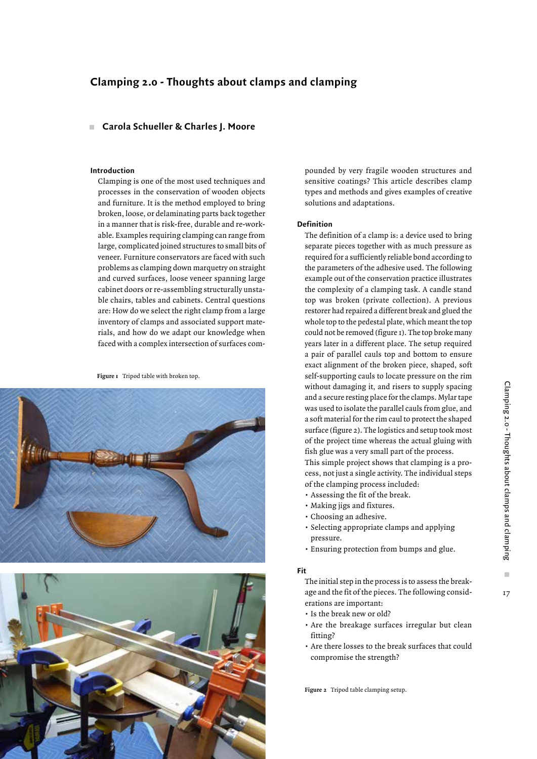# Clamping 2.0 - Thoughts about clamps and clamping

## Carola Schueller & Charles J. Moore

### Introduction

Clamping is one of the most used techniques and processes in the conservation of wooden objects and furniture. It is the method employed to bring broken, loose, or delaminating parts back together in a manner that is risk-free, durable and re-workable. Examples requiring clamping can range from large, complicated joined structures to small bits of veneer. Furniture conservators are faced with such problems as clamping down marquetry on straight and curved surfaces, loose veneer spanning large cabinet doors or re-assembling structurally unstable chairs, tables and cabinets. Central questions are: How do we select the right clamp from a large inventory of clamps and associated support materials, and how do we adapt our knowledge when faced with a complex intersection of surfaces compounded by very fragile wooden structures and sensitive coatings? This article describes clamp types and methods and gives examples of creative solutions and adaptations.

**Figure 1** Tripod table with broken top.

**Figure 2** Tripod table clamping setup.

### Definition

The definition of a clamp is: a device used to bring separate pieces together with as much pressure as required for a sufficiently reliable bond according to the parameters of the adhesive used. The following example out of the conservation practice illustrates the complexity of a clamping task. A candle stand top was broken (private collection). A previous restorer had repaired a different break and glued the whole top to the pedestal plate, which meant the top could not be removed (figure 1). The top broke many years later in a different place. The setup required a pair of parallel cauls top and bottom to ensure exact alignment of the broken piece, shaped, soft self-supporting cauls to locate pressure on the rim without damaging it, and risers to supply spacing and a secure resting place for the clamps. Mylar tape was used to isolate the parallel cauls from glue, and a soft material for the rim caul to protect the shaped surface (figure 2). The logistics and setup took most of the project time whereas the actual gluing with fish glue was a very small part of the process.

This simple project shows that clamping is a process, not just a single activity. The individual steps of the clamping process included:

- Assessing the fit of the break.
- Making jigs and fixtures.
- Choosing an adhesive.
- Selecting appropriate clamps and applying pressure.
- Ensuring protection from bumps and glue.

### Fit

The initial step in the process is to assess the breakage and the fit of the pieces. The following considerations are important:

- Is the break new or old?
- Are the breakage surfaces irregular but clean fitting?
- Are there losses to the break surfaces that could compromise the strength?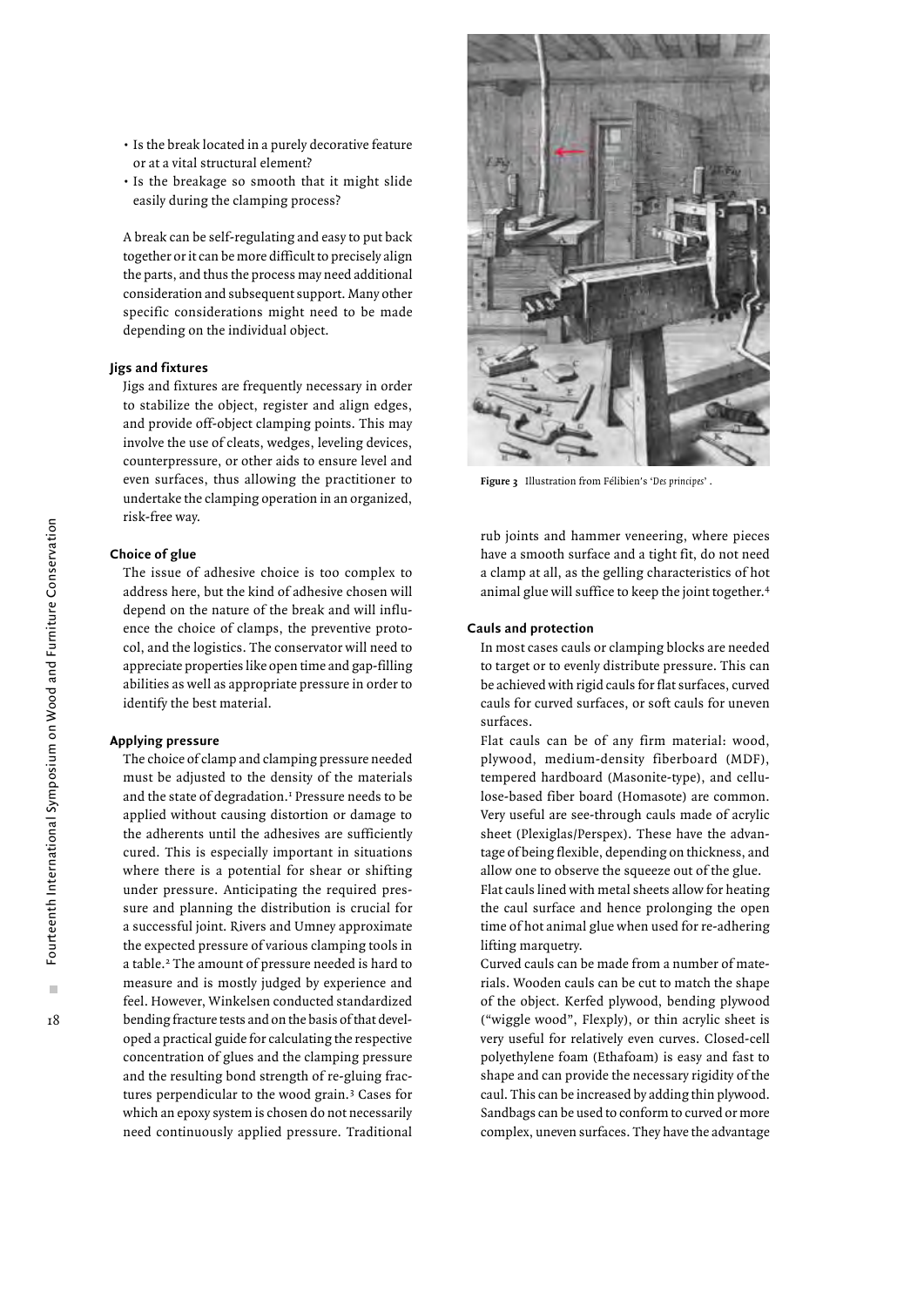- Is the break located in a purely decorative feature or at a vital structural element?
- Is the breakage so smooth that it might slide easily during the clamping process?

A break can be self-regulating and easy to put back together or it can be more difficult to precisely align the parts, and thus the process may need additional consideration and subsequent support. Many other specific considerations might need to be made depending on the individual object.

### Jigs and fixtures

Jigs and fixtures are frequently necessary in order to stabilize the object, register and align edges, and provide off-object clamping points. This may involve the use of cleats, wedges, leveling devices, counterpressure, or other aids to ensure level and even surfaces, thus allowing the practitioner to undertake the clamping operation in an organized, risk-free way.

### Choice of glue

The issue of adhesive choice is too complex to address here, but the kind of adhesive chosen will depend on the nature of the break and will influence the choice of clamps, the preventive protocol, and the logistics. The conservator will need to appreciate properties like open time and gap-filling abilities as well as appropriate pressure in order to identify the best material.

### Applying pressure

The choice of clamp and clamping pressure needed must be adjusted to the density of the materials and the state of degradation.[1] Pressure needs to be applied without causing distortion or damage to the adherents until the adhesives are sufficiently cured. This is especially important in situations where there is a potential for shear or shifting under pressure. Anticipating the required pressure and planning the distribution is crucial for a successful joint. Rivers and Umney approximate the expected pressure of various clamping tools in a table.[2] The amount of pressure needed is hard to measure and is mostly judged by experience and feel. However, Winkelsen conducted standardized bending fracture tests and on the basis of that developed a practical guide for calculating the respective concentration of glues and the clamping pressure and the resulting bond strength of re-gluing fractures perpendicular to the wood grain.[3] Cases for which an epoxy system is chosen do not necessarily need continuously applied pressure. Traditional rub joints and hammer veneering, where pieces have a smooth surface and a tight fit, do not need a clamp at all, as the gelling characteristics of hot animal glue will suffice to keep the joint together.[4]

**Figure 3** Illustration from Félibien's '*Des principes*'.

### Cauls and protection

In most cases cauls or clamping blocks are needed to target or to evenly distribute pressure. This can be achieved with rigid cauls for flat surfaces, curved cauls for curved surfaces, or soft cauls for uneven surfaces.

Flat cauls can be of any firm material: wood, plywood, medium-density fiberboard (MDF), tempered hardboard (Masonite-type), and cellulose-based fiber board (Homasote) are common. Very useful are see-through cauls made of acrylic sheet (Plexiglas/Perspex). These have the advantage of being flexible, depending on thickness, and allow one to observe the squeeze out of the glue.

Flat cauls lined with metal sheets allow for heating the caul surface and hence prolonging the open time of hot animal glue when used for re-adhering lifting marquetry.

Curved cauls can be made from a number of materials. Wooden cauls can be cut to match the shape of the object. Kerfed plywood, bending plywood ("wiggle wood", Flexply), or thin acrylic sheet is very useful for relatively even curves. Closed-cell polyethylene foam (Ethafoam) is easy and fast to shape and can provide the necessary rigidity of the caul. This can be increased by adding thin plywood. Sandbags can be used to conform to curved or more complex, uneven surfaces. They have the advantage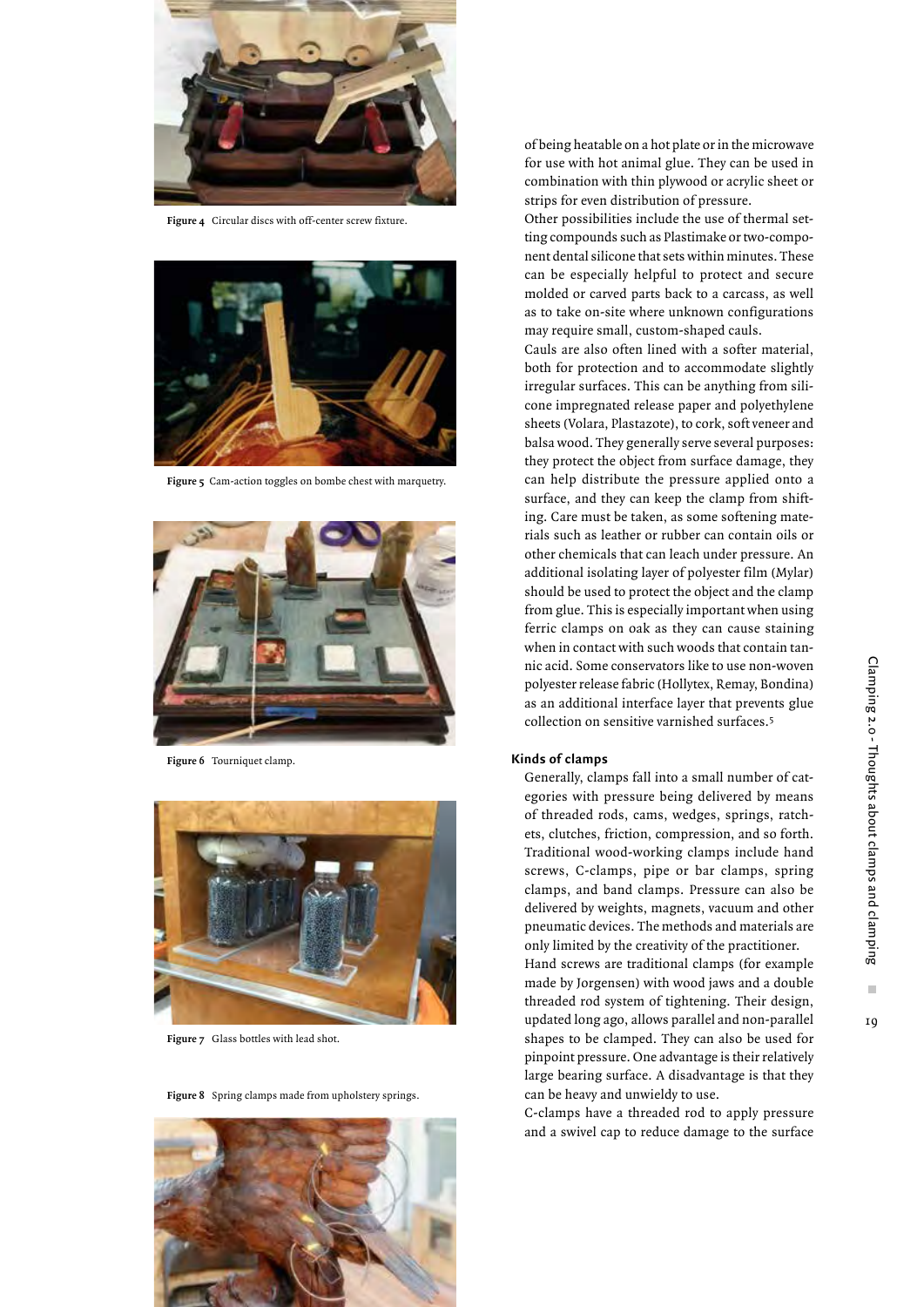Figure 4 Circular discs with off-center screw fixture.

Figure 5 Cam-action toggles on bombe chest with marquetry.

Figure 6 Tourniquet clamp.

Figure 7 Glass bottles with lead shot.

Figure 8 Spring clamps made from upholstery springs.

of being heatable on a hot plate or in the microwave for use with hot animal glue. They can be used in combination with thin plywood or acrylic sheet or strips for even distribution of pressure.

Other possibilities include the use of thermal setting compounds such as Plastimake or two-component dental silicone that sets within minutes. These can be especially helpful to protect and secure molded or carved parts back to a carcass, as well as to take on-site where unknown configurations may require small, custom-shaped cauls.

Cauls are also often lined with a softer material, both for protection and to accommodate slightly irregular surfaces. This can be anything from silicone impregnated release paper and polyethylene sheets (Volara, Plastazote), to cork, soft veneer and balsa wood. They generally serve several purposes: they protect the object from surface damage, they can help distribute the pressure applied onto a surface, and they can keep the clamp from shifting. Care must be taken, as some softening materials such as leather or rubber can contain oils or other chemicals that can leach under pressure. An additional isolating layer of polyester film (Mylar) should be used to protect the object and the clamp from glue. This is especially important when using ferric clamps on oak as they can cause staining when in contact with such woods that contain tannic acid. Some conservators like to use non-woven polyester release fabric (Hollytex, Remay, Bondina) as an additional interface layer that prevents glue collection on sensitive varnished surfaces.[5]

## Kinds of clamps

Generally, clamps fall into a small number of categories with pressure being delivered by means of threaded rods, cams, wedges, springs, ratchets, clutches, friction, compression, and so forth. Traditional wood-working clamps include hand screws, C-clamps, pipe or bar clamps, spring clamps, and band clamps. Pressure can also be delivered by weights, magnets, vacuum and other pneumatic devices. The methods and materials are only limited by the creativity of the practitioner.

Hand screws are traditional clamps (for example made by Jorgensen) with wood jaws and a double threaded rod system of tightening. Their design, updated long ago, allows parallel and non-parallel shapes to be clamped. They can also be used for pinpoint pressure. One advantage is their relatively large bearing surface. A disadvantage is that they can be heavy and unwieldy to use.

C-clamps have a threaded rod to apply pressure and a swivel cap to reduce damage to the surface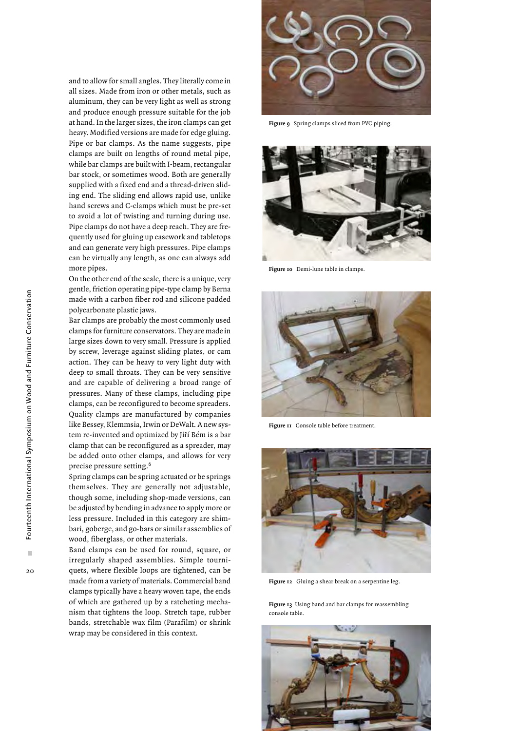and to allow for small angles. They literally come in all sizes. Made from iron or other metals, such as aluminum, they can be very light as well as strong and produce enough pressure suitable for the job at hand. In the larger sizes, the iron clamps can get heavy. Modified versions are made for edge gluing.

Pipe or bar clamps. As the name suggests, pipe clamps are built on lengths of round metal pipe, while bar clamps are built with I-beam, rectangular bar stock, or sometimes wood. Both are generally supplied with a fixed end and a thread-driven sliding end. The sliding end allows rapid use, unlike hand screws and C-clamps which must be pre-set to avoid a lot of twisting and turning during use. Pipe clamps do not have a deep reach. They are frequently used for gluing up casework and tabletops and can generate very high pressures. Pipe clamps can be virtually any length, as one can always add more pipes.

On the other end of the scale, there is a unique, very gentle, friction operating pipe-type clamp by Berna made with a carbon fiber rod and silicone padded polycarbonate plastic jaws.

Bar clamps are probably the most commonly used clamps for furniture conservators. They are made in large sizes down to very small. Pressure is applied by screw, leverage against sliding plates, or cam action. They can be heavy to very light duty with deep to small throats. They can be very sensitive and are capable of delivering a broad range of pressures. Many of these clamps, including pipe clamps, can be reconfigured to become spreaders. Quality clamps are manufactured by companies like Bessey, Klemmsia, Irwin or DeWalt. A new system re-invented and optimized by Jiří Bém is a bar clamp that can be reconfigured as a spreader, may be added onto other clamps, and allows for very precise pressure setting.[6]

Spring clamps can be spring actuated or be springs themselves. They are generally not adjustable, though some, including shop-made versions, can be adjusted by bending in advance to apply more or less pressure. Included in this category are shimbari, goberge, and go-bars or similar assemblies of wood, fiberglass, or other materials.

Band clamps can be used for round, square, or irregularly shaped assemblies. Simple tourniquets, where flexible loops are tightened, can be made from a variety of materials. Commercial band clamps typically have a heavy woven tape, the ends of which are gathered up by a ratcheting mechanism that tightens the loop. Stretch tape, rubber bands, stretchable wax film (Parafilm) or shrink wrap may be considered in this context.

**Figure 9** Spring clamps sliced from PVC piping.

**Figure 10** Demi-lune table in clamps.

**Figure 11** Console table before treatment.

**Figure 12** Gluing a shear break on a serpentine leg.

**Figure 13** Using band and bar clamps for reassembling console table.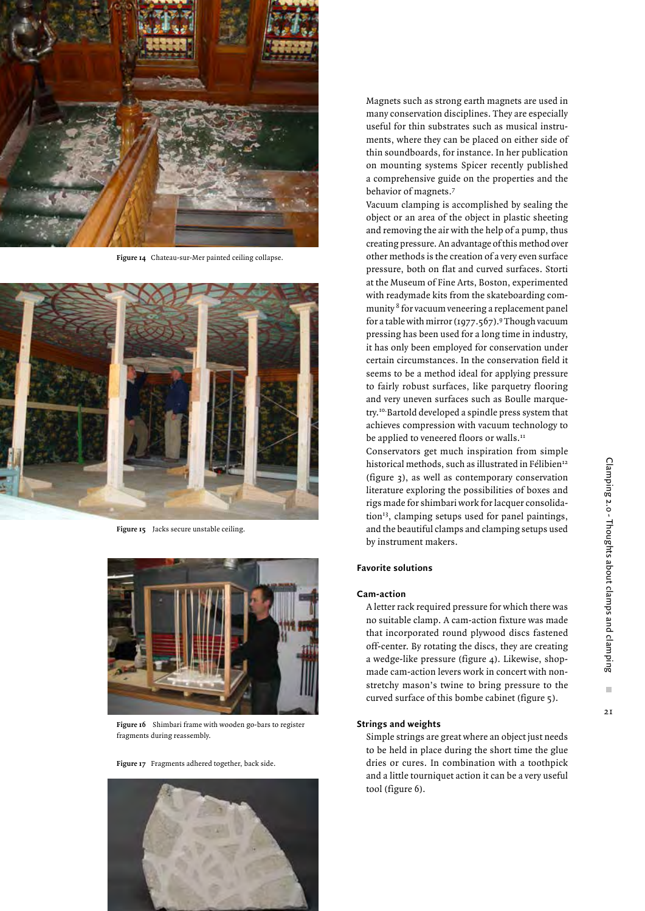Figure 14 Chateau-sur-Mer painted ceiling collapse.

Figure 15 Jacks secure unstable ceiling.

Figure 16 Shimbari frame with wooden go-bars to register fragments during reassembly.

Figure 17 Fragments adhered together, back side.

Magnets such as strong earth magnets are used in many conservation disciplines. They are especially useful for thin substrates such as musical instruments, where they can be placed on either side of thin soundboards, for instance. In her publication on mounting systems Spicer recently published a comprehensive guide on the properties and the behavior of magnets.[7]

Vacuum clamping is accomplished by sealing the object or an area of the object in plastic sheeting and removing the air with the help of a pump, thus creating pressure. An advantage of this method over other methods is the creation of a very even surface pressure, both on flat and curved surfaces. Storti at the Museum of Fine Arts, Boston, experimented with readymade kits from the skateboarding community[8] for vacuum veneering a replacement panel for a table with mirror (1977.567).[9] Though vacuum pressing has been used for a long time in industry, it has only been employed for conservation under certain circumstances. In the conservation field it seems to be a method ideal for applying pressure to fairly robust surfaces, like parquetry flooring and very uneven surfaces such as Boulle marquetry.[10] Bartold developed a spindle press system that achieves compression with vacuum technology to be applied to veneered floors or walls.[11]

Conservators get much inspiration from simple historical methods, such as illustrated in Félibien[12] (figure 3), as well as contemporary conservation literature exploring the possibilities of boxes and rigs made for shimbari work for lacquer consolidation[13], clamping setups used for panel paintings, and the beautiful clamps and clamping setups used by instrument makers.

## Favorite solutions

### Cam-action

A letter rack required pressure for which there was no suitable clamp. A cam-action fixture was made that incorporated round plywood discs fastened off-center. By rotating the discs, they are creating a wedge-like pressure (figure 4). Likewise, shop-made cam-action levers work in concert with non-stretchy mason's twine to bring pressure to the curved surface of this bombe cabinet (figure 5).

### Strings and weights

Simple strings are great where an object just needs to be held in place during the short time the glue dries or cures. In combination with a toothpick and a little tourniquet action it can be a very useful tool (figure 6).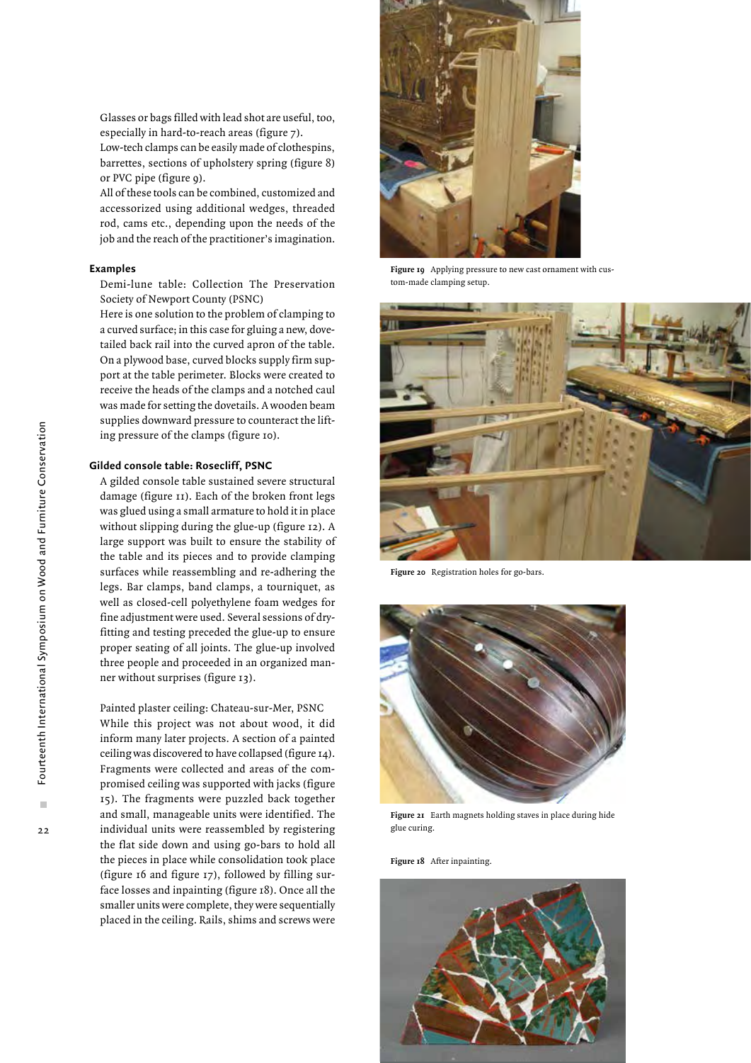Glasses or bags filled with lead shot are useful, too, especially in hard-to-reach areas (figure 7).

Low-tech clamps can be easily made of clothespins, barrettes, sections of upholstery spring (figure 8) or PVC pipe (figure 9).

All of these tools can be combined, customized and accessorized using additional wedges, threaded rod, cams etc., depending upon the needs of the job and the reach of the practitioner's imagination.

## Examples

Demi-lune table: Collection The Preservation Society of Newport County (PSNC)

Here is one solution to the problem of clamping to a curved surface; in this case for gluing a new, dovetailed back rail into the curved apron of the table. On a plywood base, curved blocks supply firm support at the table perimeter. Blocks were created to receive the heads of the clamps and a notched caul was made for setting the dovetails. A wooden beam supplies downward pressure to counteract the lifting pressure of the clamps (figure 10).

### Gilded console table: Rosecliff, PSNC

A gilded console table sustained severe structural damage (figure 11). Each of the broken front legs was glued using a small armature to hold it in place without slipping during the glue-up (figure 12). A large support was built to ensure the stability of the table and its pieces and to provide clamping surfaces while reassembling and re-adhering the legs. Bar clamps, band clamps, a tourniquet, as well as closed-cell polyethylene foam wedges for fine adjustment were used. Several sessions of dry-fitting and testing preceded the glue-up to ensure proper seating of all joints. The glue-up involved three people and proceeded in an organized manner without surprises (figure 13).

Painted plaster ceiling: Chateau-sur-Mer, PSNC

While this project was not about wood, it did inform many later projects. A section of a painted ceiling was discovered to have collapsed (figure 14). Fragments were collected and areas of the compromised ceiling was supported with jacks (figure 15). The fragments were puzzled back together and small, manageable units were identified. The individual units were reassembled by registering the flat side down and using go-bars to hold all the pieces in place while consolidation took place (figure 16 and figure 17), followed by filling surface losses and inpainting (figure 18). Once all the smaller units were complete, they were sequentially placed in the ceiling. Rails, shims and screws were

**Figure 19** Applying pressure to new cast ornament with custom-made clamping setup.

**Figure 20** Registration holes for go-bars.

**Figure 21** Earth magnets holding staves in place during hide glue curing.

**Figure 18** After inpainting.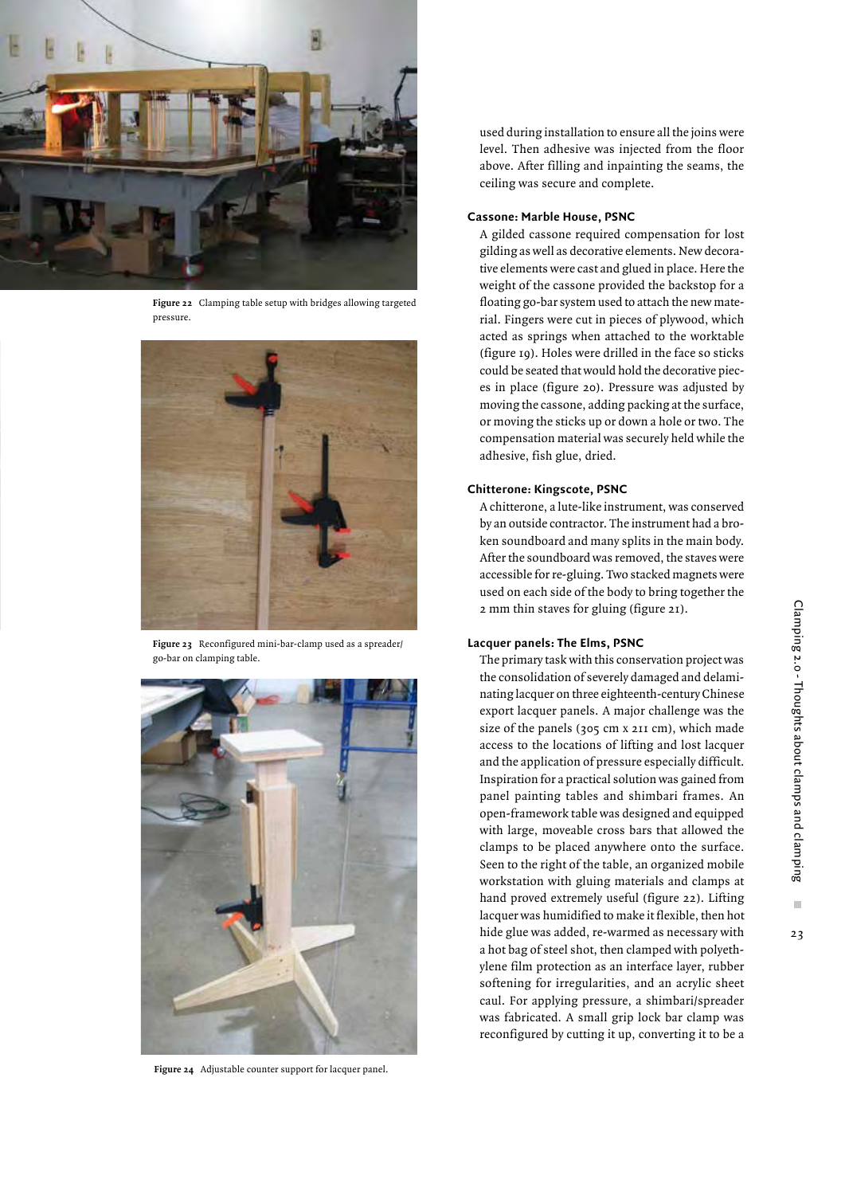Figure 22 Clamping table setup with bridges allowing targeted pressure.

Figure 23 Reconfigured mini-bar-clamp used as a spreader/go-bar on clamping table.

Figure 24 Adjustable counter support for lacquer panel.

used during installation to ensure all the joins were level. Then adhesive was injected from the floor above. After filling and inpainting the seams, the ceiling was secure and complete.

### Cassone: Marble House, PSNC

A gilded cassone required compensation for lost gilding as well as decorative elements. New decorative elements were cast and glued in place. Here the weight of the cassone provided the backstop for a floating go-bar system used to attach the new material. Fingers were cut in pieces of plywood, which acted as springs when attached to the worktable (figure 19). Holes were drilled in the face so sticks could be seated that would hold the decorative pieces in place (figure 20). Pressure was adjusted by moving the cassone, adding packing at the surface, or moving the sticks up or down a hole or two. The compensation material was securely held while the adhesive, fish glue, dried.

### Chitterone: Kingscote, PSNC

A chitterone, a lute-like instrument, was conserved by an outside contractor. The instrument had a broken soundboard and many splits in the main body. After the soundboard was removed, the staves were accessible for re-gluing. Two stacked magnets were used on each side of the body to bring together the 2 mm thin staves for gluing (figure 21).

### Lacquer panels: The Elms, PSNC

The primary task with this conservation project was the consolidation of severely damaged and delaminating lacquer on three eighteenth-century Chinese export lacquer panels. A major challenge was the size of the panels (305 cm x 211 cm), which made access to the locations of lifting and lost lacquer and the application of pressure especially difficult. Inspiration for a practical solution was gained from panel painting tables and shimbari frames. An open-framework table was designed and equipped with large, moveable cross bars that allowed the clamps to be placed anywhere onto the surface. Seen to the right of the table, an organized mobile workstation with gluing materials and clamps at hand proved extremely useful (figure 22). Lifting lacquer was humidified to make it flexible, then hot hide glue was added, re-warmed as necessary with a hot bag of steel shot, then clamped with polyethylene film protection as an interface layer, rubber softening for irregularities, and an acrylic sheet caul. For applying pressure, a shimbari/spreader was fabricated. A small grip lock bar clamp was reconfigured by cutting it up, converting it to be a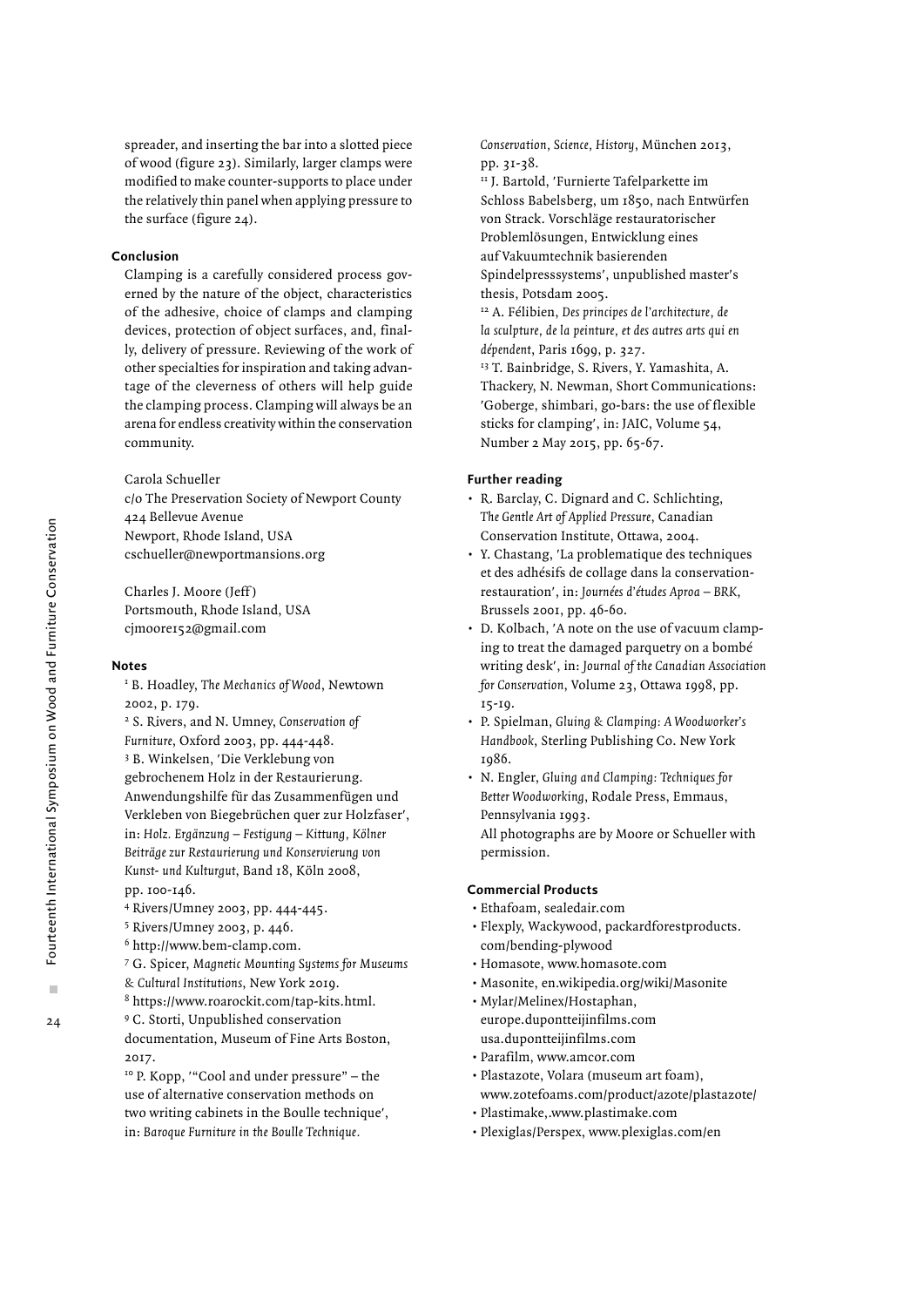spreader, and inserting the bar into a slotted piece of wood (figure 23). Similarly, larger clamps were modified to make counter-supports to place under the relatively thin panel when applying pressure to the surface (figure 24).

## Conclusion

Clamping is a carefully considered process governed by the nature of the object, characteristics of the adhesive, choice of clamps and clamping devices, protection of object surfaces, and, finally, delivery of pressure. Reviewing of the work of other specialties for inspiration and taking advantage of the cleverness of others will help guide the clamping process. Clamping will always be an arena for endless creativity within the conservation community.

Carola Schueller
c/o The Preservation Society of Newport County
424 Bellevue Avenue
Newport, Rhode Island, USA
cschueller@newportmansions.org

Charles J. Moore (Jeff)
Portsmouth, Rhode Island, USA
cjmoore152@gmail.com

## Notes

[1] B. Hoadley, *The Mechanics of Wood*, Newtown 2002, p. 179.
[2] S. Rivers, and N. Umney, *Conservation of Furniture*, Oxford 2003, pp. 444-448.
[3] B. Winkelsen, 'Die Verklebung von gebrochenem Holz in der Restaurierung. Anwendungshilfe für das Zusammenfügen und Verkleben von Biegebrüchen quer zur Holzfaser', in: *Holz. Ergänzung – Festigung – Kittung, Kölner Beiträge zur Restaurierung und Konservierung von Kunst- und Kulturgut*, Band 18, Köln 2008, pp. 100-146.
[4] Rivers/Umney 2003, pp. 444-445.
[5] Rivers/Umney 2003, p. 446.
[6] http://www.bem-clamp.com.
[7] G. Spicer, *Magnetic Mounting Systems for Museums & Cultural Institutions*, New York 2019.
[8] https://www.roarockit.com/tap-kits.html.
[9] C. Storti, Unpublished conservation documentation, Museum of Fine Arts Boston, 2017.
[10] P. Kopp, '"Cool and under pressure" – the use of alternative conservation methods on two writing cabinets in the Boulle technique', in: *Baroque Furniture in the Boulle Technique. Conservation, Science, History*, München 2013, pp. 31-38.
[11] J. Bartold, 'Furnierte Tafelparkette im Schloss Babelsberg, um 1850, nach Entwürfen von Strack. Vorschläge restauratorischer Problemlösungen, Entwicklung eines auf Vakuumtechnik basierenden Spindelpresssystems', unpublished master's thesis, Potsdam 2005.
[12] A. Félibien, *Des principes de l'architecture, de la sculpture, de la peinture, et des autres arts qui en dépendent*, Paris 1699, p. 327.
[13] T. Bainbridge, S. Rivers, Y. Yamashita, A. Thackery, N. Newman, Short Communications: 'Goberge, shimbari, go-bars: the use of flexible sticks for clamping', in: JAIC, Volume 54, Number 2 May 2015, pp. 65-67.

## Further reading

- R. Barclay, C. Dignard and C. Schlichting, *The Gentle Art of Applied Pressure*, Canadian Conservation Institute, Ottawa, 2004.
- Y. Chastang, 'La problematique des techniques et des adhésifs de collage dans la conservation-restauration', in: *Journées d'études Aproa – BRK*, Brussels 2001, pp. 46-60.
- D. Kolbach, 'A note on the use of vacuum clamping to treat the damaged parquetry on a bombé writing desk', in: *Journal of the Canadian Association for Conservation*, Volume 23, Ottawa 1998, pp. 15-19.
- P. Spielman, *Gluing & Clamping: A Woodworker's Handbook*, Sterling Publishing Co. New York 1986.
- N. Engler, *Gluing and Clamping: Techniques for Better Woodworking*, Rodale Press, Emmaus, Pennsylvania 1993.

All photographs are by Moore or Schueller with permission.

## Commercial Products

- Ethafoam, sealedair.com
- Flexply, Wackywood, packardforestproducts.com/bending-plywood
- Homasote, www.homasote.com
- Masonite, en.wikipedia.org/wiki/Masonite
- Mylar/Melinex/Hostaphan, europe.dupontteijinfilms.com usa.dupontteijinfilms.com
- Parafilm, www.amcor.com
- Plastazote, Volara (museum art foam), www.zotefoams.com/product/azote/plastazote/
- Plastimake,.www.plastimake.com
- Plexiglas/Perspex, www.plexiglas.com/en